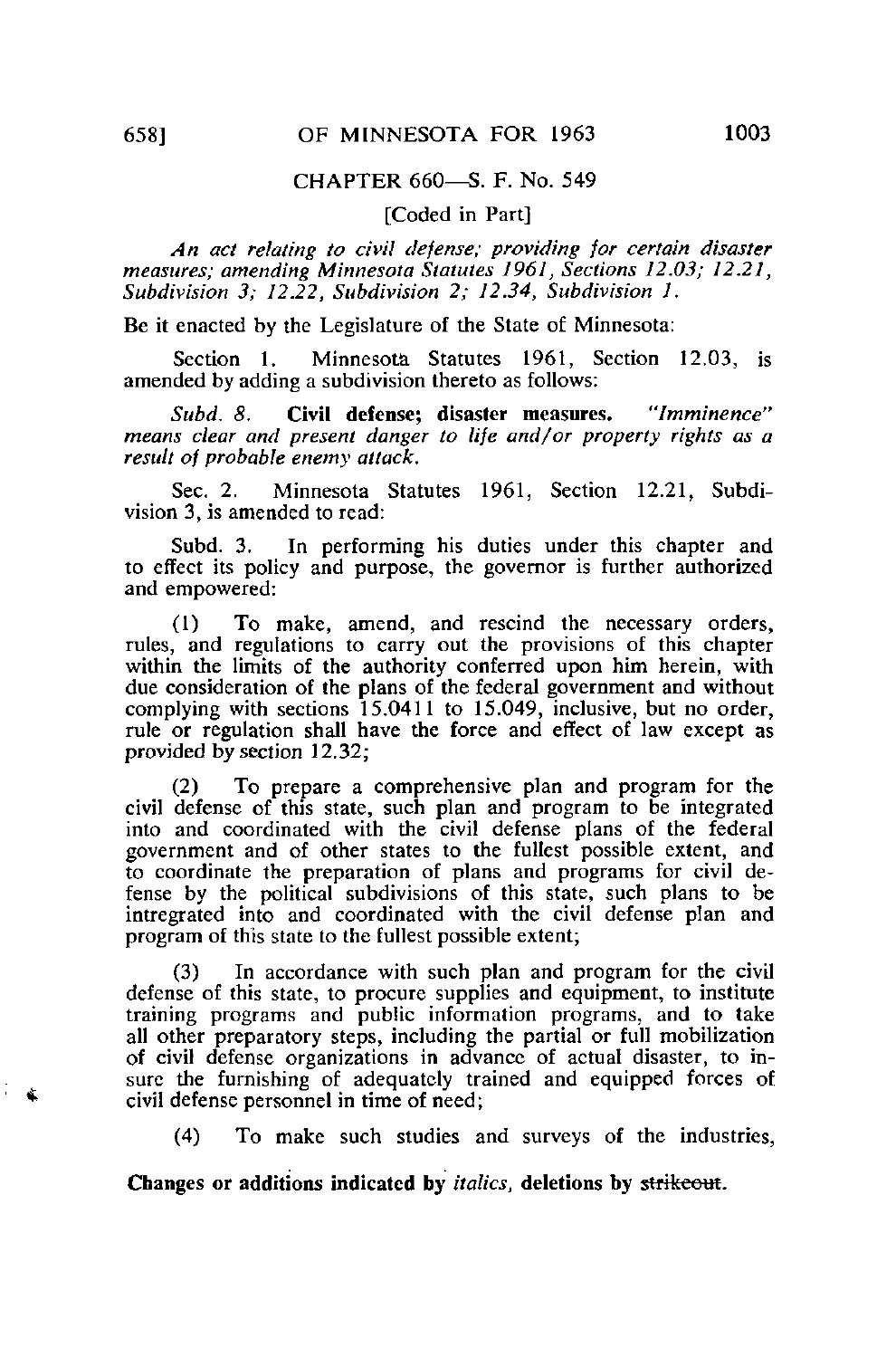CHAPTER 660—S. F. No. 549

[Coded in Part]

*An act relating to civil defense; providing for certain disaster measures; amending Minnesota Statutes 1961, Sections 12.03; 12.21, Subdivision 3; 12.22, Subdivision 2; 12.34, Subdivision 1.*

Be it enacted by the Legislature of the State of Minnesota:

Section 1. Minnesota Statutes 1961, Section 12.03, is amended by adding a subdivision thereto as follows:

*Subd. 8.* **Civil defense; disaster measures.** *"Imminence" means clear and present danger to life and/or property rights as a result of probable enemy attack.*

Sec. 2. Minnesota Statutes 1961, Section 12.21, Subdivision 3, is amended to read:

Subd. 3. In performing his duties under this chapter and to effect its policy and purpose, the governor is further authorized and empowered:

(1) To make, amend, and rescind the necessary orders, rules, and regulations to carry out the provisions of this chapter within the limits of the authority conferred upon him herein, with due consideration of the plans of the federal government and without complying with sections 15.0411 to 15.049, inclusive, but no order, rule or regulation shall have the force and effect of law except as provided by section 12.32;

(2) To prepare a comprehensive plan and program for the civil defense of this state, such plan and program to be integrated into and coordinated with the civil defense plans of the federal government and of other states to the fullest possible extent, and to coordinate the preparation of plans and programs for civil defense by the political subdivisions of this state, such plans to be intregrated into and coordinated with the civil defense plan and program of this state to the fullest possible extent;

(3) In accordance with such plan and program for the civil defense of this state, to procure supplies and equipment, to institute training programs and public information programs, and to take all other preparatory steps, including the partial or full mobilization of civil defense organizations in advance of actual disaster, to insure the furnishing of adequately trained and equipped forces of civil defense personnel in time of need;

(4) To make such studies and surveys of the industries,

**Changes or additions indicated by** *italics*, **deletions by** ~~strikeout~~.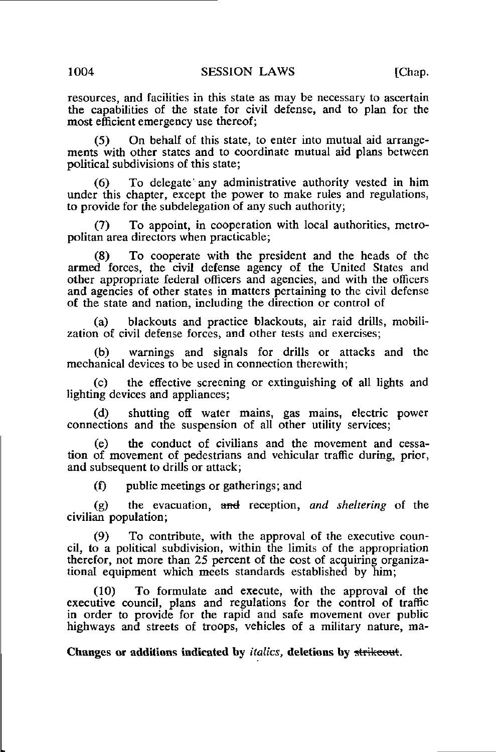resources, and facilities in this state as may be necessary to ascertain the capabilities of the state for civil defense, and to plan for the most efficient emergency use thereof;

(5) On behalf of this state, to enter into mutual aid arrangements with other states and to coordinate mutual aid plans between political subdivisions of this state;

(6) To delegate any administrative authority vested in him under this chapter, except the power to make rules and regulations, to provide for the subdelegation of any such authority;

(7) To appoint, in cooperation with local authorities, metropolitan area directors when practicable;

(8) To cooperate with the president and the heads of the armed forces, the civil defense agency of the United States and other appropriate federal officers and agencies, and with the officers and agencies of other states in matters pertaining to the civil defense of the state and nation, including the direction or control of

(a) blackouts and practice blackouts, air raid drills, mobilization of civil defense forces, and other tests and exercises;

(b) warnings and signals for drills or attacks and the mechanical devices to be used in connection therewith;

(c) the effective screening or extinguishing of all lights and lighting devices and appliances;

(d) shutting off water mains, gas mains, electric power connections and the suspension of all other utility services;

(e) the conduct of civilians and the movement and cessation of movement of pedestrians and vehicular traffic during, prior, and subsequent to drills or attack;

(f) public meetings or gatherings; and

(g) the evacuation, ~~and~~ reception, *and sheltering* of the civilian population;

(9) To contribute, with the approval of the executive council, to a political subdivision, within the limits of the appropriation therefor, not more than 25 percent of the cost of acquiring organizational equipment which meets standards established by him;

(10) To formulate and execute, with the approval of the executive council, plans and regulations for the control of traffic in order to provide for the rapid and safe movement over public highways and streets of troops, vehicles of a military nature, ma-

**Changes or additions indicated by *italics*, deletions by ~~strikeout~~.**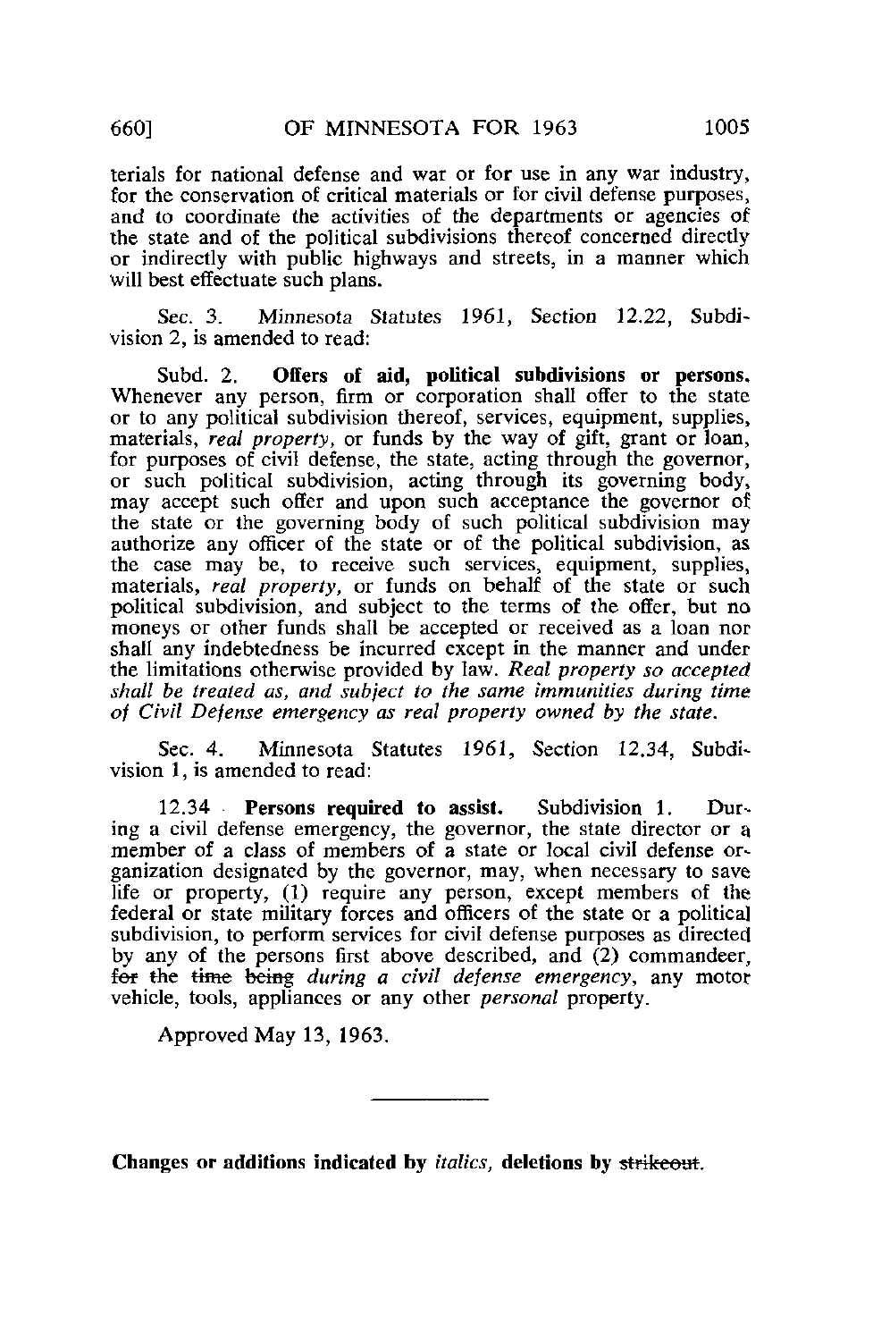terials for national defense and war or for use in any war industry, for the conservation of critical materials or for civil defense purposes, and to coordinate the activities of the departments or agencies of the state and of the political subdivisions thereof concerned directly or indirectly with public highways and streets, in a manner which will best effectuate such plans.

Sec. 3. Minnesota Statutes 1961, Section 12.22, Subdivision 2, is amended to read:

Subd. 2. **Offers of aid, political subdivisions or persons.** Whenever any person, firm or corporation shall offer to the state or to any political subdivision thereof, services, equipment, supplies, materials, *real property,* or funds by the way of gift, grant or loan, for purposes of civil defense, the state, acting through the governor, or such political subdivision, acting through its governing body, may accept such offer and upon such acceptance the governor of the state or the governing body of such political subdivision may authorize any officer of the state or of the political subdivision, as the case may be, to receive such services, equipment, supplies, materials, *real property,* or funds on behalf of the state or such political subdivision, and subject to the terms of the offer, but no moneys or other funds shall be accepted or received as a loan nor shall any indebtedness be incurred except in the manner and under the limitations otherwise provided by law. *Real property so accepted shall be treated as, and subject to the same immunities during time of Civil Defense emergency as real property owned by the state.*

Sec. 4. Minnesota Statutes 1961, Section 12.34, Subdivision 1, is amended to read:

12.34 **Persons required to assist.** Subdivision 1. During a civil defense emergency, the governor, the state director or a member of a class of members of a state or local civil defense organization designated by the governor, may, when necessary to save life or property, (1) require any person, except members of the federal or state military forces and officers of the state or a political subdivision, to perform services for civil defense purposes as directed by any of the persons first above described, and (2) commandeer, ~~for the time being~~ *during a civil defense emergency,* any motor vehicle, tools, appliances or any other *personal* property.

Approved May 13, 1963.

---

**Changes or additions indicated by** *italics,* **deletions by** ~~strikeout~~.